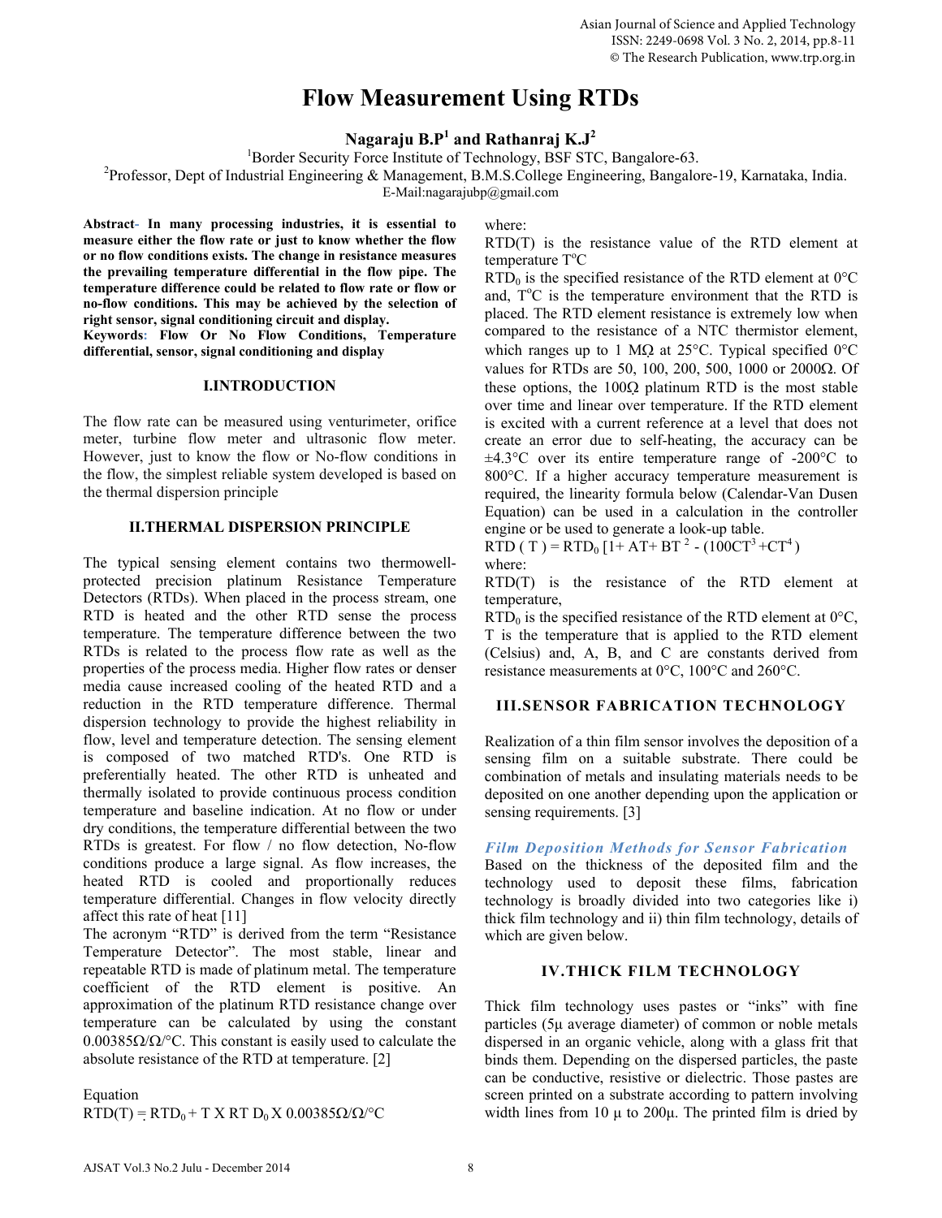# Flow Measurement Using RTDs

**Nagaraju B.P[1] and Rathanraj K.J[2]**

[1]Border Security Force Institute of Technology, BSF STC, Bangalore-63.
[2]Professor, Dept of Industrial Engineering & Management, B.M.S.College Engineering, Bangalore-19, Karnataka, India.
E-Mail:nagarajubp@gmail.com

**Abstract- In many processing industries, it is essential to measure either the flow rate or just to know whether the flow or no flow conditions exists. The change in resistance measures the prevailing temperature differential in the flow pipe. The temperature difference could be related to flow rate or flow or no-flow conditions. This may be achieved by the selection of right sensor, signal conditioning circuit and display.**

**Keywords: Flow Or No Flow Conditions, Temperature differential, sensor, signal conditioning and display**

## I.INTRODUCTION

The flow rate can be measured using venturimeter, orifice meter, turbine flow meter and ultrasonic flow meter. However, just to know the flow or No-flow conditions in the flow, the simplest reliable system developed is based on the thermal dispersion principle

## II.THERMAL DISPERSION PRINCIPLE

The typical sensing element contains two thermowell-protected precision platinum Resistance Temperature Detectors (RTDs). When placed in the process stream, one RTD is heated and the other RTD sense the process temperature. The temperature difference between the two RTDs is related to the process flow rate as well as the properties of the process media. Higher flow rates or denser media cause increased cooling of the heated RTD and a reduction in the RTD temperature difference. Thermal dispersion technology to provide the highest reliability in flow, level and temperature detection. The sensing element is composed of two matched RTD's. One RTD is preferentially heated. The other RTD is unheated and thermally isolated to provide continuous process condition temperature and baseline indication. At no flow or under dry conditions, the temperature differential between the two RTDs is greatest. For flow / no flow detection, No-flow conditions produce a large signal. As flow increases, the heated RTD is cooled and proportionally reduces temperature differential. Changes in flow velocity directly affect this rate of heat [11]

The acronym "RTD" is derived from the term "Resistance Temperature Detector". The most stable, linear and repeatable RTD is made of platinum metal. The temperature coefficient of the RTD element is positive. An approximation of the platinum RTD resistance change over temperature can be calculated by using the constant 0.00385Ω/Ω/°C. This constant is easily used to calculate the absolute resistance of the RTD at temperature. [2]

Equation

$$RTD(T) = RTD_0 + T \times RTD_0 \times 0.00385\Omega/\Omega/^{\circ}C$$

where:

RTD(T) is the resistance value of the RTD element at temperature T°C

$RTD_0$ is the specified resistance of the RTD element at 0°C and, T°C is the temperature environment that the RTD is placed. The RTD element resistance is extremely low when compared to the resistance of a NTC thermistor element, which ranges up to 1 MΩ at 25°C. Typical specified 0°C values for RTDs are 50, 100, 200, 500, 1000 or 2000Ω. Of these options, the 100Ω platinum RTD is the most stable over time and linear over temperature. If the RTD element is excited with a current reference at a level that does not create an error due to self-heating, the accuracy can be ±4.3°C over its entire temperature range of -200°C to 800°C. If a higher accuracy temperature measurement is required, the linearity formula below (Calendar-Van Dusen Equation) can be used in a calculation in the controller engine or be used to generate a look-up table.

$$RTD(T) = RTD_0 [1 + AT + BT^2 - (100CT^3 + CT^4)]$$

where:

RTD(T) is the resistance of the RTD element at temperature,

$RTD_0$ is the specified resistance of the RTD element at 0°C,
T is the temperature that is applied to the RTD element (Celsius) and, A, B, and C are constants derived from resistance measurements at 0°C, 100°C and 260°C.

## III.SENSOR FABRICATION TECHNOLOGY

Realization of a thin film sensor involves the deposition of a sensing film on a suitable substrate. There could be combination of metals and insulating materials needs to be deposited on one another depending upon the application or sensing requirements. [3]

### *Film Deposition Methods for Sensor Fabrication*

Based on the thickness of the deposited film and the technology used to deposit these films, fabrication technology is broadly divided into two categories like i) thick film technology and ii) thin film technology, details of which are given below.

## IV.THICK FILM TECHNOLOGY

Thick film technology uses pastes or "inks" with fine particles (5μ average diameter) of common or noble metals dispersed in an organic vehicle, along with a glass frit that binds them. Depending on the dispersed particles, the paste can be conductive, resistive or dielectric. Those pastes are screen printed on a substrate according to pattern involving width lines from 10 μ to 200μ. The printed film is dried by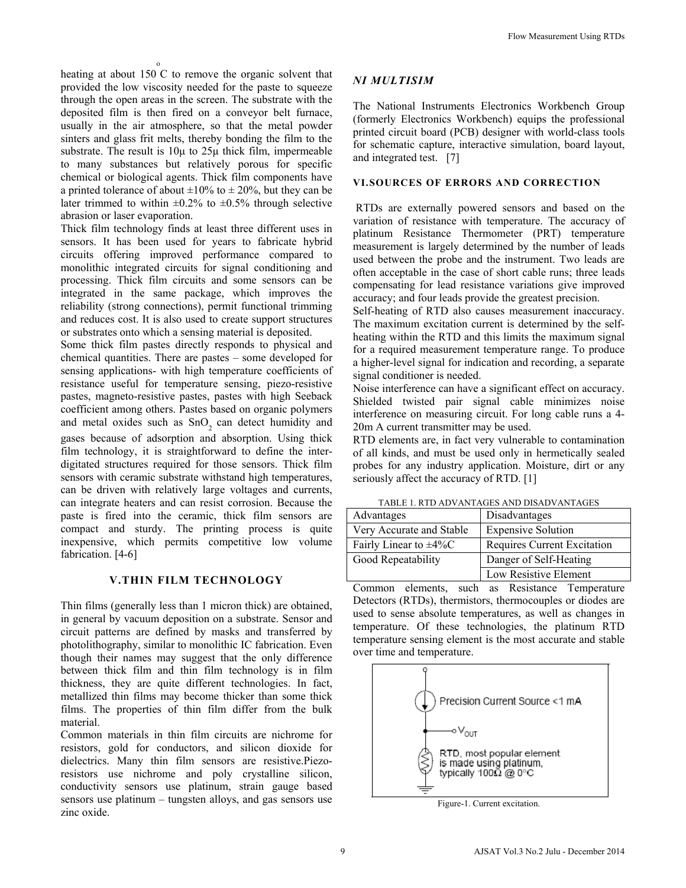heating at about 150 °C to remove the organic solvent that provided the low viscosity needed for the paste to squeeze through the open areas in the screen. The substrate with the deposited film is then fired on a conveyor belt furnace, usually in the air atmosphere, so that the metal powder sinters and glass frit melts, thereby bonding the film to the substrate. The result is 10μ to 25μ thick film, impermeable to many substances but relatively porous for specific chemical or biological agents. Thick film components have a printed tolerance of about ±10% to ± 20%, but they can be later trimmed to within ±0.2% to ±0.5% through selective abrasion or laser evaporation.

Thick film technology finds at least three different uses in sensors. It has been used for years to fabricate hybrid circuits offering improved performance compared to monolithic integrated circuits for signal conditioning and processing. Thick film circuits and some sensors can be integrated in the same package, which improves the reliability (strong connections), permit functional trimming and reduces cost. It is also used to create support structures or substrates onto which a sensing material is deposited.

Some thick film pastes directly responds to physical and chemical quantities. There are pastes – some developed for sensing applications- with high temperature coefficients of resistance useful for temperature sensing, piezo-resistive pastes, magneto-resistive pastes, pastes with high Seeback coefficient among others. Pastes based on organic polymers and metal oxides such as $SnO_2$ can detect humidity and gases because of adsorption and absorption. Using thick film technology, it is straightforward to define the inter-digitated structures required for those sensors. Thick film sensors with ceramic substrate withstand high temperatures, can be driven with relatively large voltages and currents, can integrate heaters and can resist corrosion. Because the paste is fired into the ceramic, thick film sensors are compact and sturdy. The printing process is quite inexpensive, which permits competitive low volume fabrication. [4-6]

## V.THIN FILM TECHNOLOGY

Thin films (generally less than 1 micron thick) are obtained, in general by vacuum deposition on a substrate. Sensor and circuit patterns are defined by masks and transferred by photolithography, similar to monolithic IC fabrication. Even though their names may suggest that the only difference between thick film and thin film technology is in film thickness, they are quite different technologies. In fact, metallized thin films may become thicker than some thick films. The properties of thin film differ from the bulk material.

Common materials in thin film circuits are nichrome for resistors, gold for conductors, and silicon dioxide for dielectrics. Many thin film sensors are resistive.Piezo-resistors use nichrome and poly crystalline silicon, conductivity sensors use platinum, strain gauge based sensors use platinum – tungsten alloys, and gas sensors use zinc oxide.

### *NI MULTISIM*

The National Instruments Electronics Workbench Group (formerly Electronics Workbench) equips the professional printed circuit board (PCB) designer with world-class tools for schematic capture, interactive simulation, board layout, and integrated test. [7]

## VI.SOURCES OF ERRORS AND CORRECTION

RTDs are externally powered sensors and based on the variation of resistance with temperature. The accuracy of platinum Resistance Thermometer (PRT) temperature measurement is largely determined by the number of leads used between the probe and the instrument. Two leads are often acceptable in the case of short cable runs; three leads compensating for lead resistance variations give improved accuracy; and four leads provide the greatest precision.

Self-heating of RTD also causes measurement inaccuracy. The maximum excitation current is determined by the self-heating within the RTD and this limits the maximum signal for a required measurement temperature range. To produce a higher-level signal for indication and recording, a separate signal conditioner is needed.

Noise interference can have a significant effect on accuracy. Shielded twisted pair signal cable minimizes noise interference on measuring circuit. For long cable runs a 4-20m A current transmitter may be used.

RTD elements are, in fact very vulnerable to contamination of all kinds, and must be used only in hermetically sealed probes for any industry application. Moisture, dirt or any seriously affect the accuracy of RTD. [1]

TABLE 1. RTD ADVANTAGES AND DISADVANTAGES

| Advantages | Disadvantages |
|---|---|
| Very Accurate and Stable | Expensive Solution |
| Fairly Linear to ±4%C | Requires Current Excitation |
| Good Repeatability | Danger of Self-Heating |
| | Low Resistive Element |

Common elements, such as Resistance Temperature Detectors (RTDs), thermistors, thermocouples or diodes are used to sense absolute temperatures, as well as changes in temperature. Of these technologies, the platinum RTD temperature sensing element is the most accurate and stable over time and temperature.

Precision Current Source <1 mA

$V_{OUT}$

RTD, most popular element is made using platinum, typically 100Ω @ 0°C

Figure-1. Current excitation.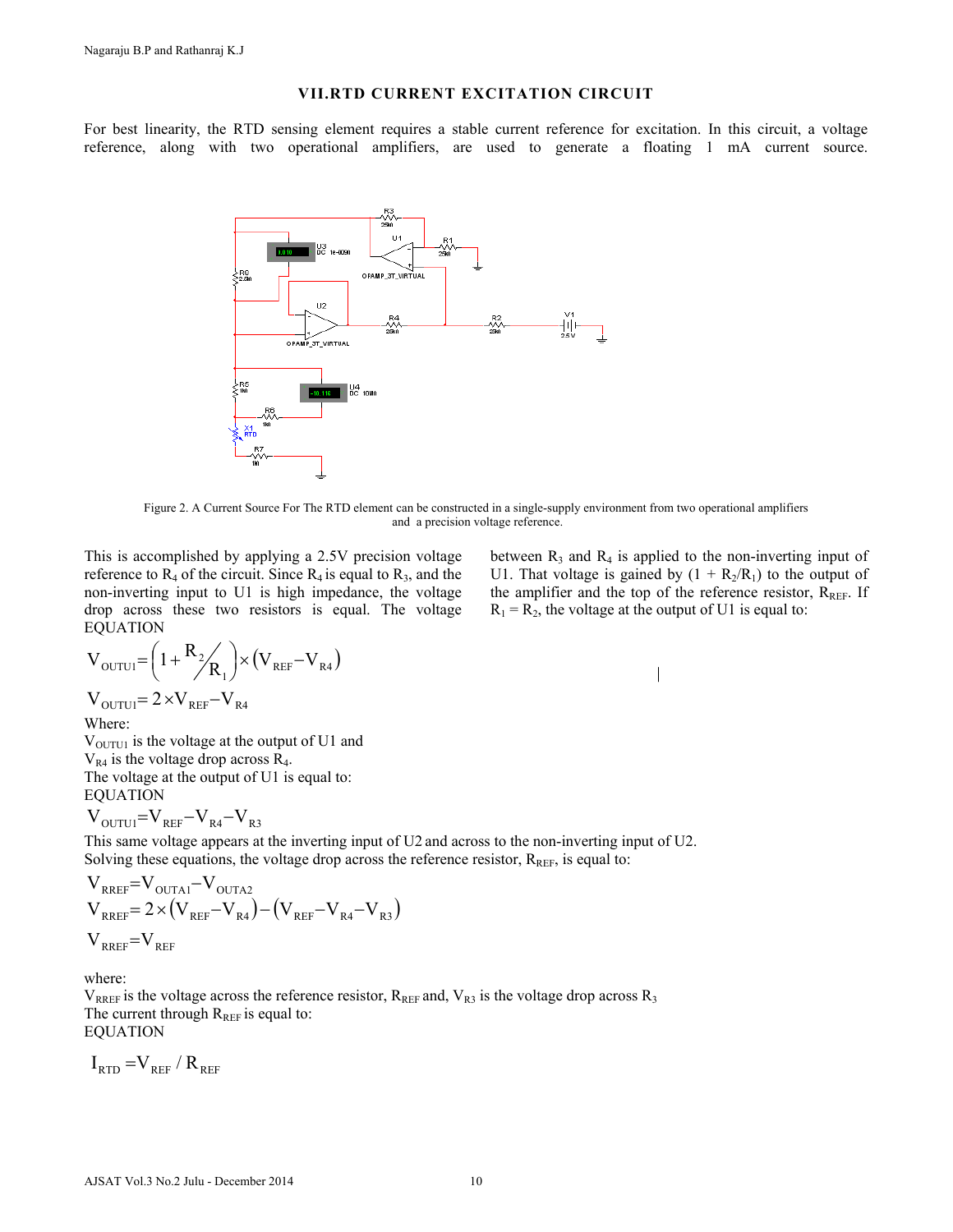## VII. RTD CURRENT EXCITATION CIRCUIT

For best linearity, the RTD sensing element requires a stable current reference for excitation. In this circuit, a voltage reference, along with two operational amplifiers, are used to generate a floating 1 mA current source.

Figure 2. A Current Source For The RTD element can be constructed in a single-supply environment from two operational amplifiers and a precision voltage reference.

This is accomplished by applying a 2.5V precision voltage reference to $R_4$ of the circuit. Since $R_4$ is equal to $R_3$, and the non-inverting input to U1 is high impedance, the voltage drop across these two resistors is equal. The voltage between $R_3$ and $R_4$ is applied to the non-inverting input of U1. That voltage is gained by $(1 + R_2/R_1)$ to the output of the amplifier and the top of the reference resistor, $R_{REF}$. If $R_1 = R_2$, the voltage at the output of U1 is equal to:

EQUATION

$$V_{OUTU1} = \left(1 + R_2/R_1\right) \times \left(V_{REF} - V_{R4}\right)$$

$$V_{OUTU1} = 2 \times V_{REF} - V_{R4}$$

Where:

$V_{OUTU1}$ is the voltage at the output of U1 and

$V_{R4}$ is the voltage drop across $R_4$.

The voltage at the output of U1 is equal to:

EQUATION

$$V_{OUTU1} = V_{REF} - V_{R4} - V_{R3}$$

This same voltage appears at the inverting input of U2 and across to the non-inverting input of U2.

Solving these equations, the voltage drop across the reference resistor, $R_{REF}$, is equal to:

$$V_{RREF} = V_{OUTA1} - V_{OUTA2}$$

$$V_{RREF} = 2 \times \left(V_{REF} - V_{R4}\right) - \left(V_{REF} - V_{R4} - V_{R3}\right)$$

$$V_{RREF} = V_{REF}$$

where:

$V_{RREF}$ is the voltage across the reference resistor, $R_{REF}$ and, $V_{R3}$ is the voltage drop across $R_3$

The current through $R_{REF}$ is equal to:

EQUATION

$$I_{RTD} = V_{REF} / R_{REF}$$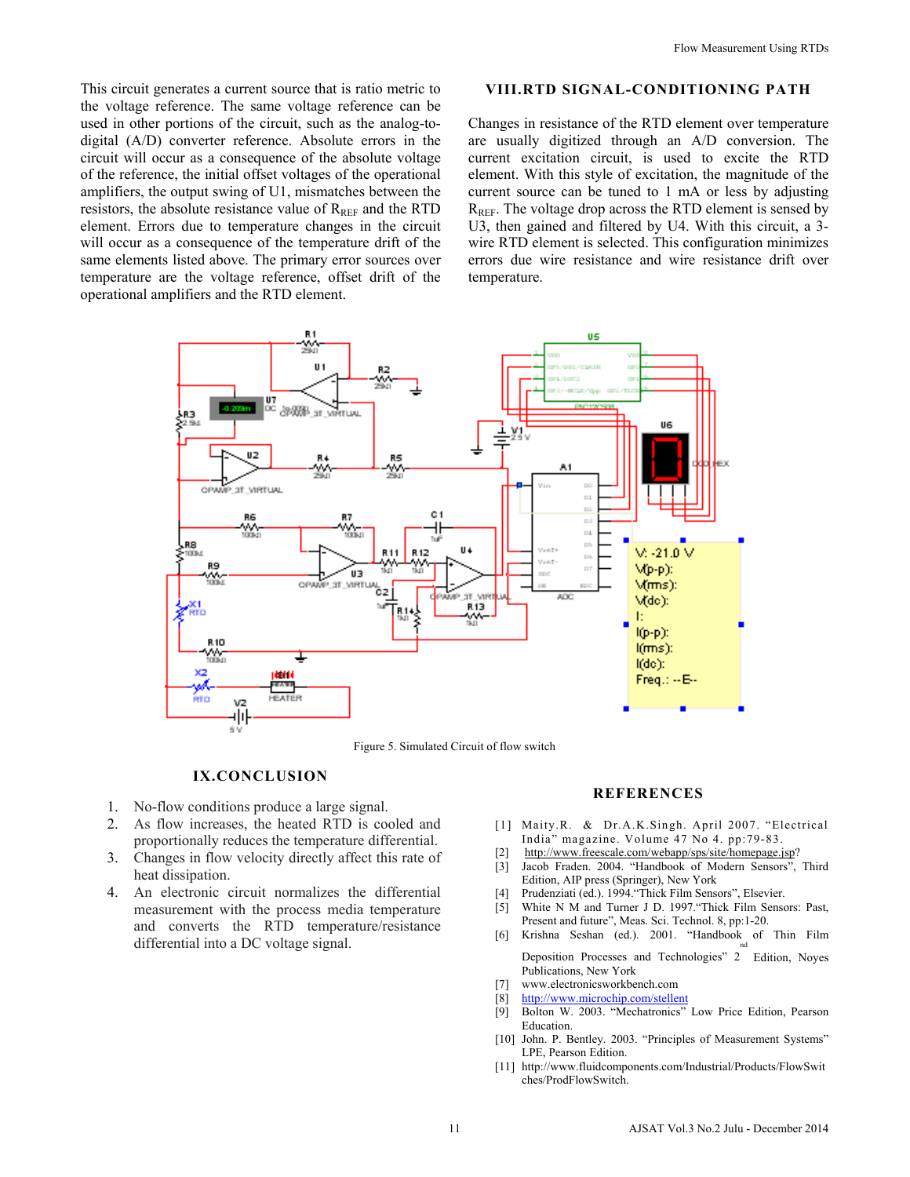This circuit generates a current source that is ratio metric to the voltage reference. The same voltage reference can be used in other portions of the circuit, such as the analog-to-digital (A/D) converter reference. Absolute errors in the circuit will occur as a consequence of the absolute voltage of the reference, the initial offset voltages of the operational amplifiers, the output swing of U1, mismatches between the resistors, the absolute resistance value of $R_{REF}$ and the RTD element. Errors due to temperature changes in the circuit will occur as a consequence of the temperature drift of the same elements listed above. The primary error sources over temperature are the voltage reference, offset drift of the operational amplifiers and the RTD element.

## VIII. RTD SIGNAL-CONDITIONING PATH

Changes in resistance of the RTD element over temperature are usually digitized through an A/D conversion. The current excitation circuit, is used to excite the RTD element. With this style of excitation, the magnitude of the current source can be tuned to 1 mA or less by adjusting $R_{REF}$. The voltage drop across the RTD element is sensed by U3, then gained and filtered by U4. With this circuit, a 3-wire RTD element is selected. This configuration minimizes errors due wire resistance and wire resistance drift over temperature.

Figure 5. Simulated Circuit of flow switch

## IX. CONCLUSION

1. No-flow conditions produce a large signal.
2. As flow increases, the heated RTD is cooled and proportionally reduces the temperature differential.
3. Changes in flow velocity directly affect this rate of heat dissipation.
4. An electronic circuit normalizes the differential measurement with the process media temperature and converts the RTD temperature/resistance differential into a DC voltage signal.

## REFERENCES

[1] Maity.R. & Dr.A.K.Singh. April 2007. "Electrical India" magazine. Volume 47 No 4. pp:79-83.

[2] http://www.freescale.com/webapp/sps/site/homepage.jsp?

[3] Jacob Fraden. 2004. "Handbook of Modern Sensors", Third Edition, AIP press (Springer), New York

[4] Prudenziati (ed.). 1994."Thick Film Sensors", Elsevier.

[5] White N M and Turner J D. 1997."Thick Film Sensors: Past, Present and future", Meas. Sci. Technol. 8, pp:1-20.

[6] Krishna Seshan (ed.). 2001. "Handbook of Thin Film Deposition Processes and Technologies" 2nd Edition, Noyes Publications, New York

[7] www.electronicsworkbench.com

[8] http://www.microchip.com/stellent

[9] Bolton W. 2003. "Mechatronics" Low Price Edition, Pearson Education.

[10] John. P. Bentley. 2003. "Principles of Measurement Systems" LPE, Pearson Edition.

[11] http://www.fluidcomponents.com/Industrial/Products/FlowSwitches/ProdFlowSwitch.